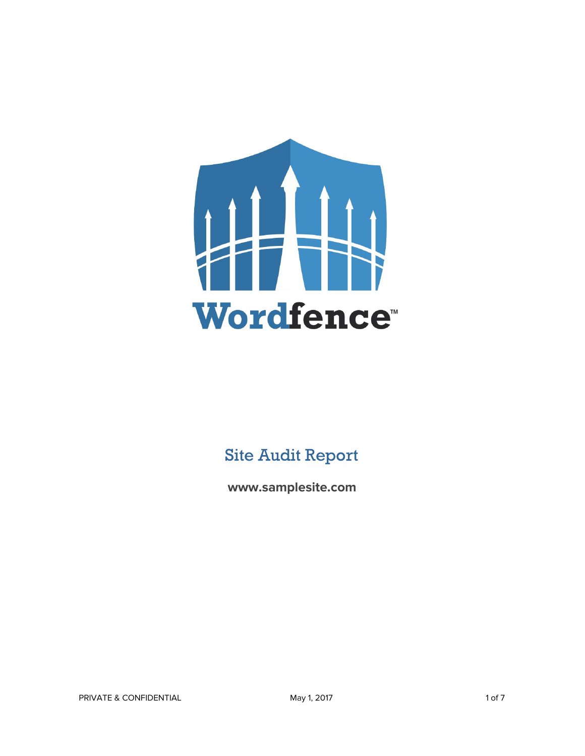Wordfence™

# Site Audit Report

**www.samplesite.com**

PRIVATE & CONFIDENTIAL

May 1, 2017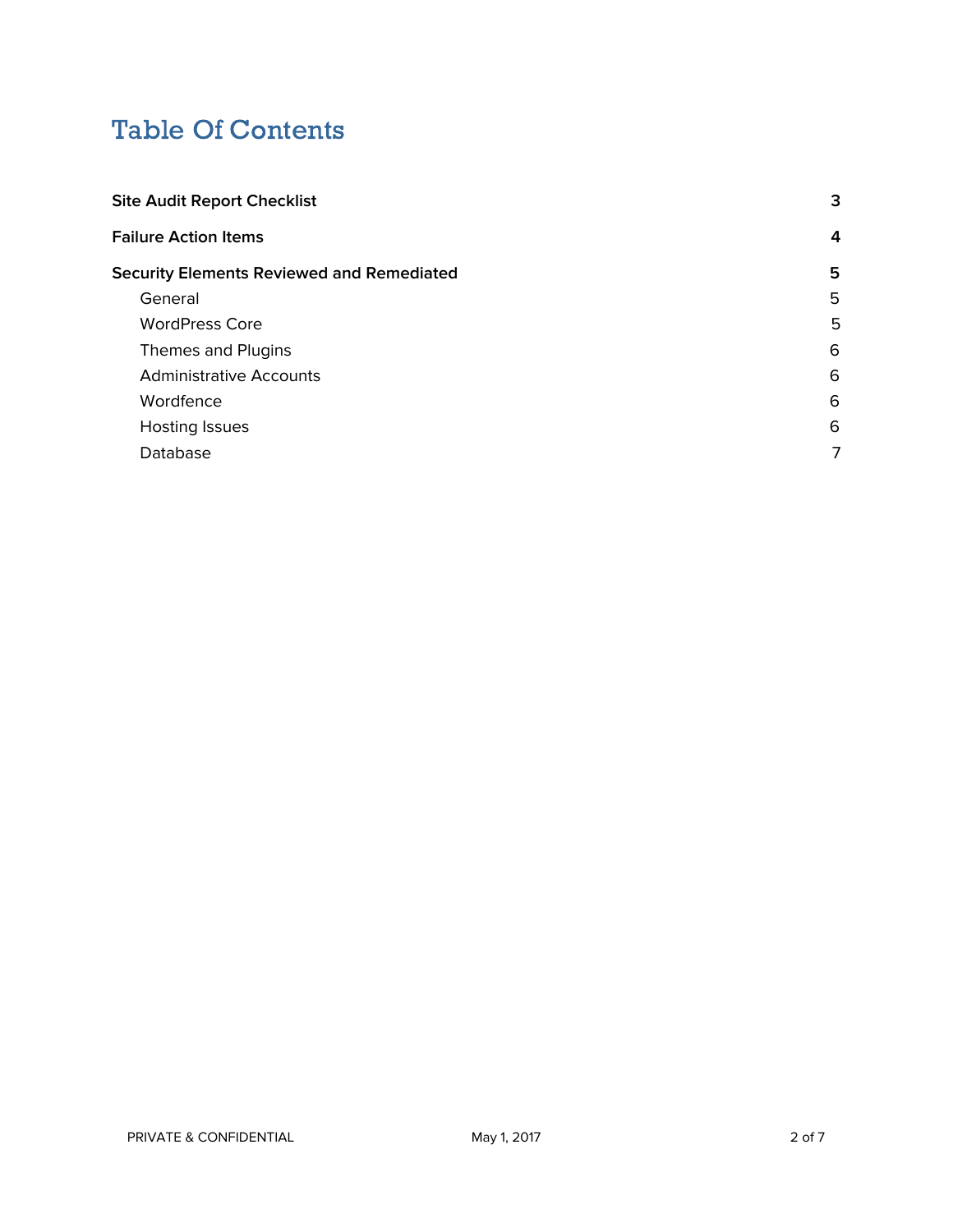# Table Of Contents

**Site Audit Report Checklist** **3**

**Failure Action Items** **4**

**Security Elements Reviewed and Remediated** **5**

- General 5
- WordPress Core 5
- Themes and Plugins 6
- Administrative Accounts 6
- Wordfence 6
- Hosting Issues 6
- Database 7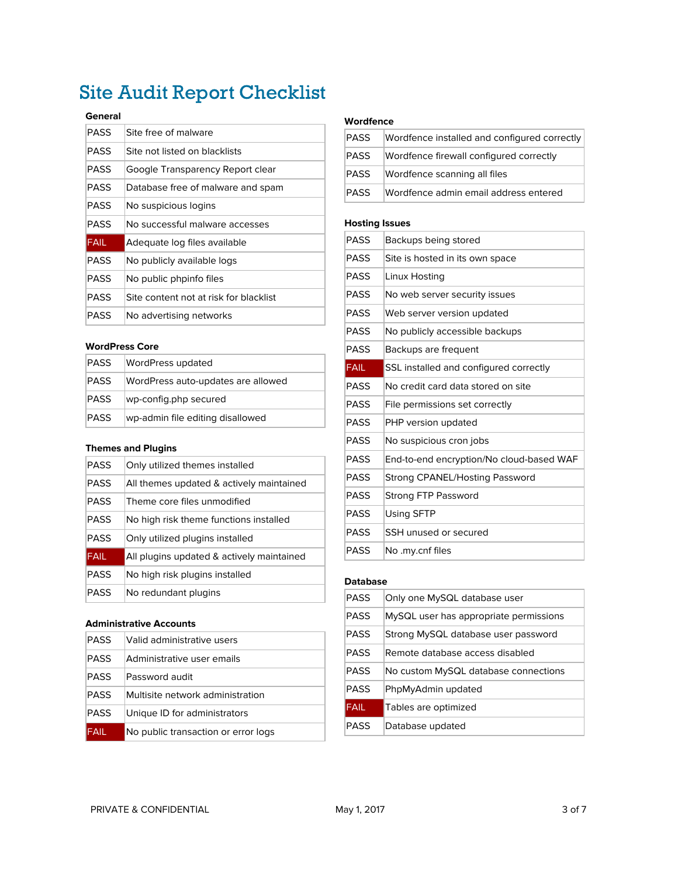# Site Audit Report Checklist

**General**

| | |
|---|---|
| PASS | Site free of malware |
| PASS | Site not listed on blacklists |
| PASS | Google Transparency Report clear |
| PASS | Database free of malware and spam |
| PASS | No suspicious logins |
| PASS | No successful malware accesses |
| FAIL | Adequate log files available |
| PASS | No publicly available logs |
| PASS | No public phpinfo files |
| PASS | Site content not at risk for blacklist |
| PASS | No advertising networks |

**WordPress Core**

| | |
|---|---|
| PASS | WordPress updated |
| PASS | WordPress auto-updates are allowed |
| PASS | wp-config.php secured |
| PASS | wp-admin file editing disallowed |

**Themes and Plugins**

| | |
|---|---|
| PASS | Only utilized themes installed |
| PASS | All themes updated & actively maintained |
| PASS | Theme core files unmodified |
| PASS | No high risk theme functions installed |
| PASS | Only utilized plugins installed |
| FAIL | All plugins updated & actively maintained |
| PASS | No high risk plugins installed |
| PASS | No redundant plugins |

**Administrative Accounts**

| | |
|---|---|
| PASS | Valid administrative users |
| PASS | Administrative user emails |
| PASS | Password audit |
| PASS | Multisite network administration |
| PASS | Unique ID for administrators |
| FAIL | No public transaction or error logs |

**Wordfence**

| | |
|---|---|
| PASS | Wordfence installed and configured correctly |
| PASS | Wordfence firewall configured correctly |
| PASS | Wordfence scanning all files |
| PASS | Wordfence admin email address entered |

**Hosting Issues**

| | |
|---|---|
| PASS | Backups being stored |
| PASS | Site is hosted in its own space |
| PASS | Linux Hosting |
| PASS | No web server security issues |
| PASS | Web server version updated |
| PASS | No publicly accessible backups |
| PASS | Backups are frequent |
| FAIL | SSL installed and configured correctly |
| PASS | No credit card data stored on site |
| PASS | File permissions set correctly |
| PASS | PHP version updated |
| PASS | No suspicious cron jobs |
| PASS | End-to-end encryption/No cloud-based WAF |
| PASS | Strong CPANEL/Hosting Password |
| PASS | Strong FTP Password |
| PASS | Using SFTP |
| PASS | SSH unused or secured |
| PASS | No .my.cnf files |

**Database**

| | |
|---|---|
| PASS | Only one MySQL database user |
| PASS | MySQL user has appropriate permissions |
| PASS | Strong MySQL database user password |
| PASS | Remote database access disabled |
| PASS | No custom MySQL database connections |
| PASS | PhpMyAdmin updated |
| FAIL | Tables are optimized |
| PASS | Database updated |

PRIVATE & CONFIDENTIAL May 1, 2017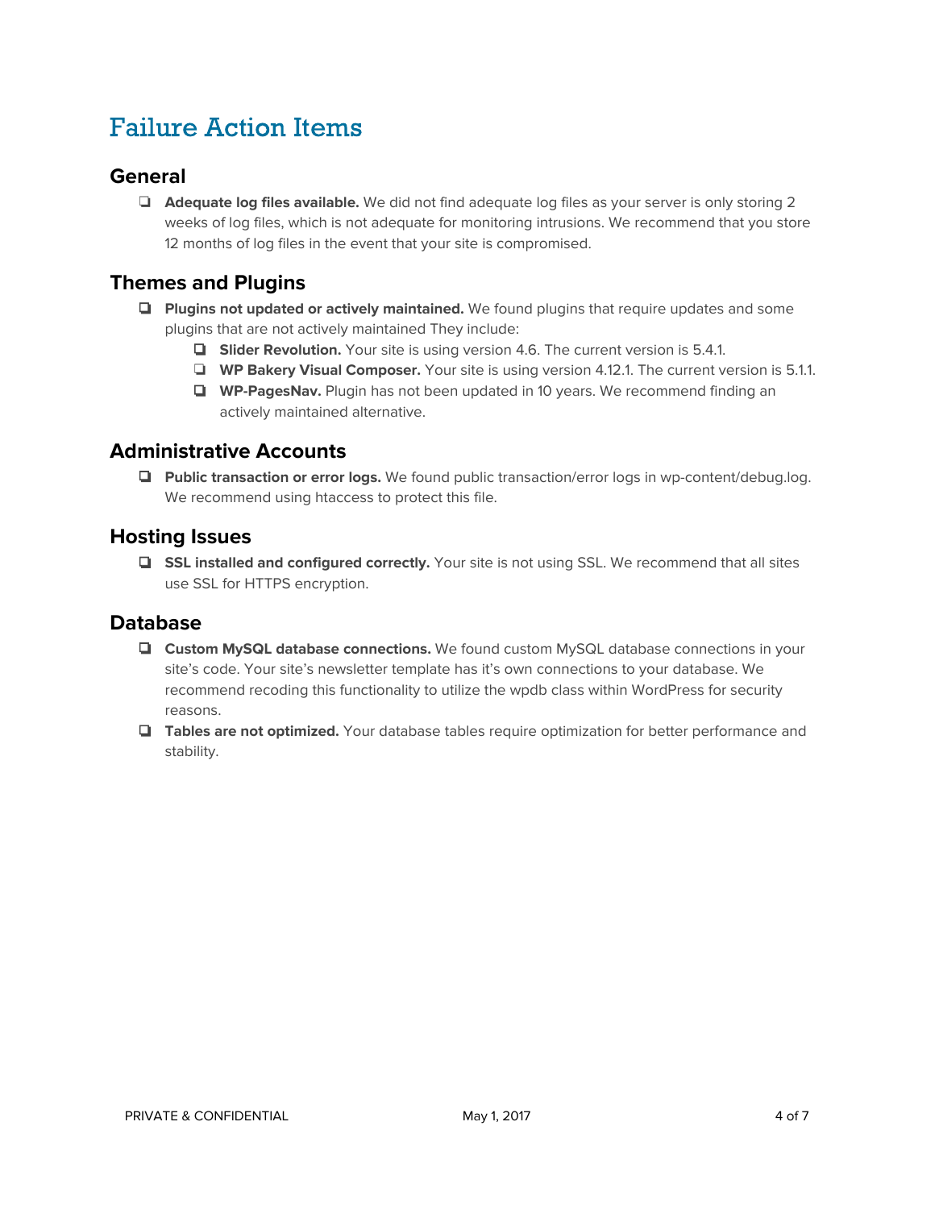# Failure Action Items

## General

- ❏ **Adequate log files available.** We did not find adequate log files as your server is only storing 2 weeks of log files, which is not adequate for monitoring intrusions. We recommend that you store 12 months of log files in the event that your site is compromised.

## Themes and Plugins

- ❏ **Plugins not updated or actively maintained.** We found plugins that require updates and some plugins that are not actively maintained They include:
  - ❏ **Slider Revolution.** Your site is using version 4.6. The current version is 5.4.1.
  - ❏ **WP Bakery Visual Composer.** Your site is using version 4.12.1. The current version is 5.1.1.
  - ❏ **WP-PagesNav.** Plugin has not been updated in 10 years. We recommend finding an actively maintained alternative.

## Administrative Accounts

- ❏ **Public transaction or error logs.** We found public transaction/error logs in wp-content/debug.log. We recommend using htaccess to protect this file.

## Hosting Issues

- ❏ **SSL installed and configured correctly.** Your site is not using SSL. We recommend that all sites use SSL for HTTPS encryption.

## Database

- ❏ **Custom MySQL database connections.** We found custom MySQL database connections in your site's code. Your site's newsletter template has it's own connections to your database. We recommend recoding this functionality to utilize the wpdb class within WordPress for security reasons.
- ❏ **Tables are not optimized.** Your database tables require optimization for better performance and stability.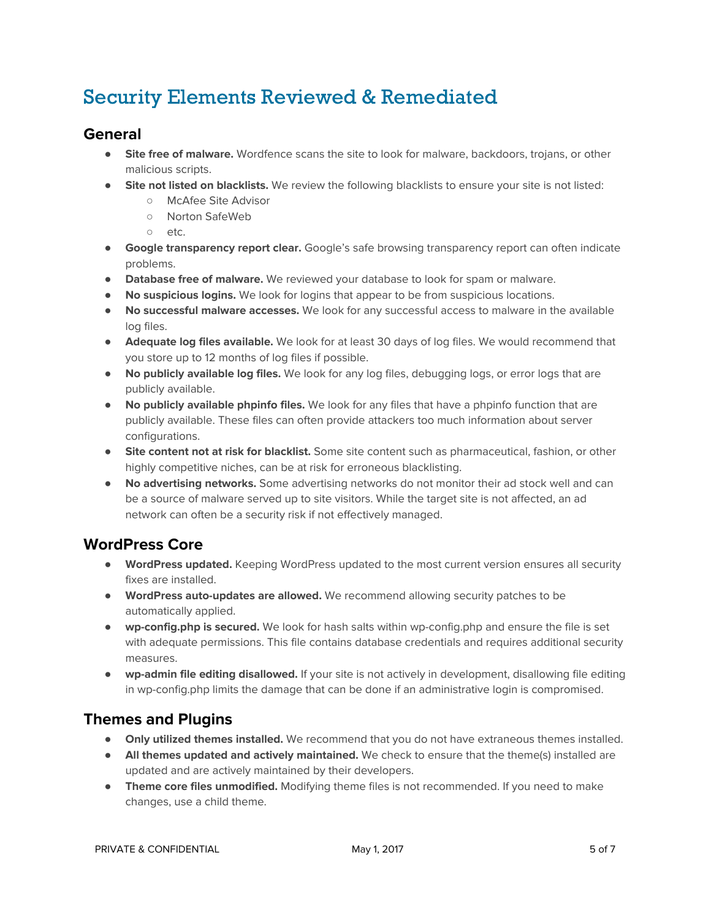# Security Elements Reviewed & Remediated

## General

- **Site free of malware.** Wordfence scans the site to look for malware, backdoors, trojans, or other malicious scripts.
- **Site not listed on blacklists.** We review the following blacklists to ensure your site is not listed:
  - McAfee Site Advisor
  - Norton SafeWeb
  - etc.
- **Google transparency report clear.** Google's safe browsing transparency report can often indicate problems.
- **Database free of malware.** We reviewed your database to look for spam or malware.
- **No suspicious logins.** We look for logins that appear to be from suspicious locations.
- **No successful malware accesses.** We look for any successful access to malware in the available log files.
- **Adequate log files available.** We look for at least 30 days of log files. We would recommend that you store up to 12 months of log files if possible.
- **No publicly available log files.** We look for any log files, debugging logs, or error logs that are publicly available.
- **No publicly available phpinfo files.** We look for any files that have a phpinfo function that are publicly available. These files can often provide attackers too much information about server configurations.
- **Site content not at risk for blacklist.** Some site content such as pharmaceutical, fashion, or other highly competitive niches, can be at risk for erroneous blacklisting.
- **No advertising networks.** Some advertising networks do not monitor their ad stock well and can be a source of malware served up to site visitors. While the target site is not affected, an ad network can often be a security risk if not effectively managed.

## WordPress Core

- **WordPress updated.** Keeping WordPress updated to the most current version ensures all security fixes are installed.
- **WordPress auto-updates are allowed.** We recommend allowing security patches to be automatically applied.
- **wp-config.php is secured.** We look for hash salts within wp-config.php and ensure the file is set with adequate permissions. This file contains database credentials and requires additional security measures.
- **wp-admin file editing disallowed.** If your site is not actively in development, disallowing file editing in wp-config.php limits the damage that can be done if an administrative login is compromised.

## Themes and Plugins

- **Only utilized themes installed.** We recommend that you do not have extraneous themes installed.
- **All themes updated and actively maintained.** We check to ensure that the theme(s) installed are updated and are actively maintained by their developers.
- **Theme core files unmodified.** Modifying theme files is not recommended. If you need to make changes, use a child theme.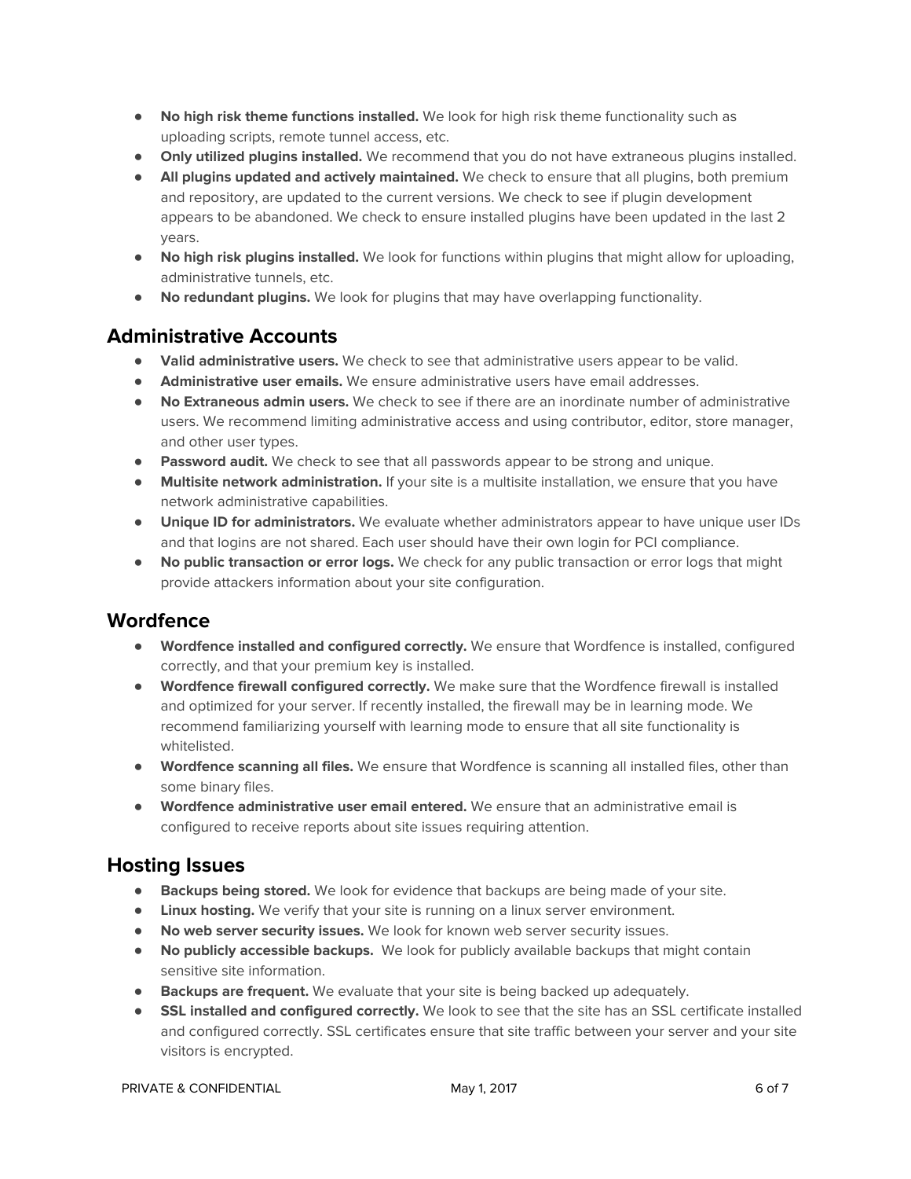- **No high risk theme functions installed.** We look for high risk theme functionality such as uploading scripts, remote tunnel access, etc.
- **Only utilized plugins installed.** We recommend that you do not have extraneous plugins installed.
- **All plugins updated and actively maintained.** We check to ensure that all plugins, both premium and repository, are updated to the current versions. We check to see if plugin development appears to be abandoned. We check to ensure installed plugins have been updated in the last 2 years.
- **No high risk plugins installed.** We look for functions within plugins that might allow for uploading, administrative tunnels, etc.
- **No redundant plugins.** We look for plugins that may have overlapping functionality.

## Administrative Accounts

- **Valid administrative users.** We check to see that administrative users appear to be valid.
- **Administrative user emails.** We ensure administrative users have email addresses.
- **No Extraneous admin users.** We check to see if there are an inordinate number of administrative users. We recommend limiting administrative access and using contributor, editor, store manager, and other user types.
- **Password audit.** We check to see that all passwords appear to be strong and unique.
- **Multisite network administration.** If your site is a multisite installation, we ensure that you have network administrative capabilities.
- **Unique ID for administrators.** We evaluate whether administrators appear to have unique user IDs and that logins are not shared. Each user should have their own login for PCI compliance.
- **No public transaction or error logs.** We check for any public transaction or error logs that might provide attackers information about your site configuration.

## Wordfence

- **Wordfence installed and configured correctly.** We ensure that Wordfence is installed, configured correctly, and that your premium key is installed.
- **Wordfence firewall configured correctly.** We make sure that the Wordfence firewall is installed and optimized for your server. If recently installed, the firewall may be in learning mode. We recommend familiarizing yourself with learning mode to ensure that all site functionality is whitelisted.
- **Wordfence scanning all files.** We ensure that Wordfence is scanning all installed files, other than some binary files.
- **Wordfence administrative user email entered.** We ensure that an administrative email is configured to receive reports about site issues requiring attention.

## Hosting Issues

- **Backups being stored.** We look for evidence that backups are being made of your site.
- **Linux hosting.** We verify that your site is running on a linux server environment.
- **No web server security issues.** We look for known web server security issues.
- **No publicly accessible backups.** We look for publicly available backups that might contain sensitive site information.
- **Backups are frequent.** We evaluate that your site is being backed up adequately.
- **SSL installed and configured correctly.** We look to see that the site has an SSL certificate installed and configured correctly. SSL certificates ensure that site traffic between your server and your site visitors is encrypted.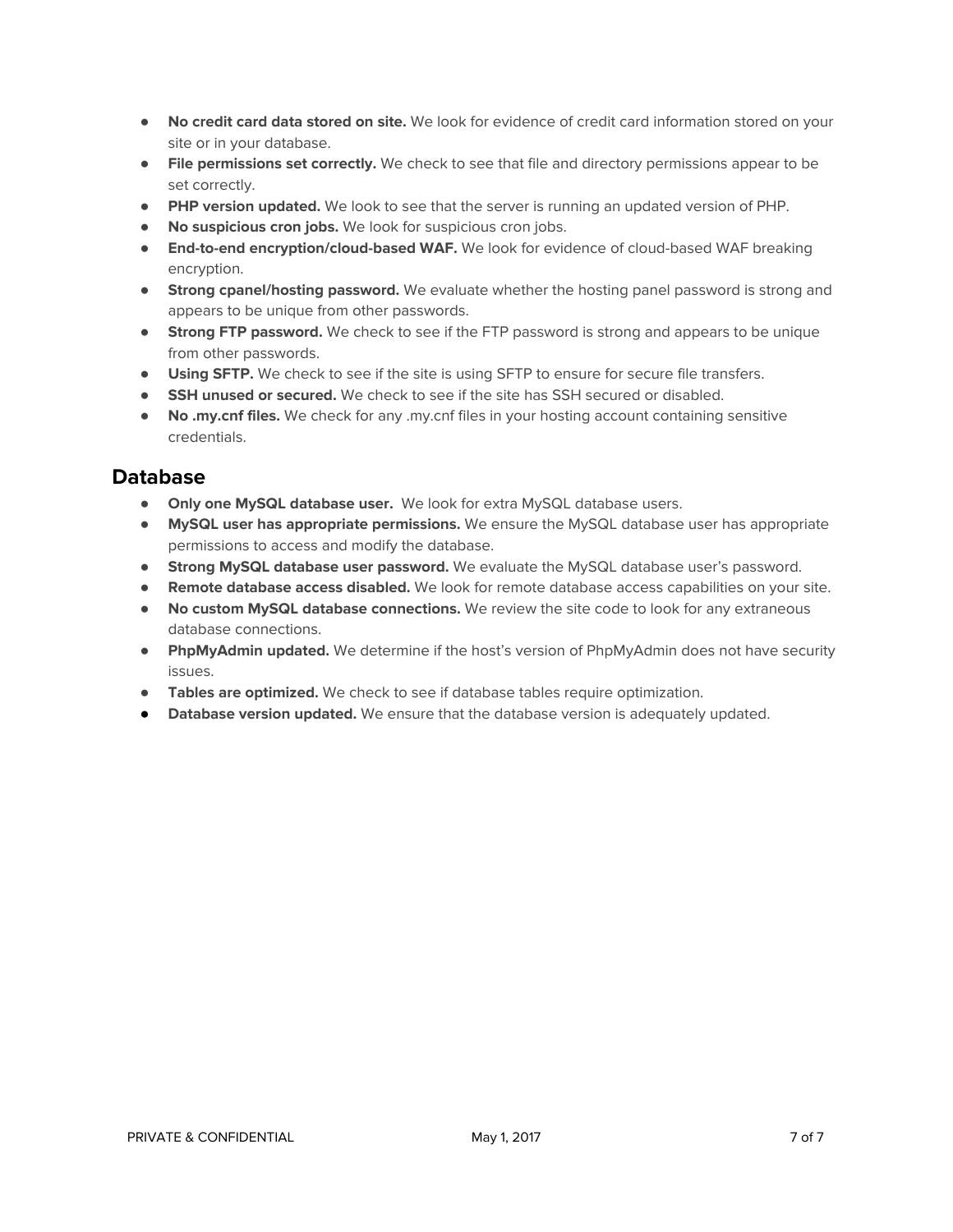- **No credit card data stored on site.** We look for evidence of credit card information stored on your site or in your database.
- **File permissions set correctly.** We check to see that file and directory permissions appear to be set correctly.
- **PHP version updated.** We look to see that the server is running an updated version of PHP.
- **No suspicious cron jobs.** We look for suspicious cron jobs.
- **End-to-end encryption/cloud-based WAF.** We look for evidence of cloud-based WAF breaking encryption.
- **Strong cpanel/hosting password.** We evaluate whether the hosting panel password is strong and appears to be unique from other passwords.
- **Strong FTP password.** We check to see if the FTP password is strong and appears to be unique from other passwords.
- **Using SFTP.** We check to see if the site is using SFTP to ensure for secure file transfers.
- **SSH unused or secured.** We check to see if the site has SSH secured or disabled.
- **No .my.cnf files.** We check for any .my.cnf files in your hosting account containing sensitive credentials.

## Database

- **Only one MySQL database user.** We look for extra MySQL database users.
- **MySQL user has appropriate permissions.** We ensure the MySQL database user has appropriate permissions to access and modify the database.
- **Strong MySQL database user password.** We evaluate the MySQL database user's password.
- **Remote database access disabled.** We look for remote database access capabilities on your site.
- **No custom MySQL database connections.** We review the site code to look for any extraneous database connections.
- **PhpMyAdmin updated.** We determine if the host's version of PhpMyAdmin does not have security issues.
- **Tables are optimized.** We check to see if database tables require optimization.
- **Database version updated.** We ensure that the database version is adequately updated.